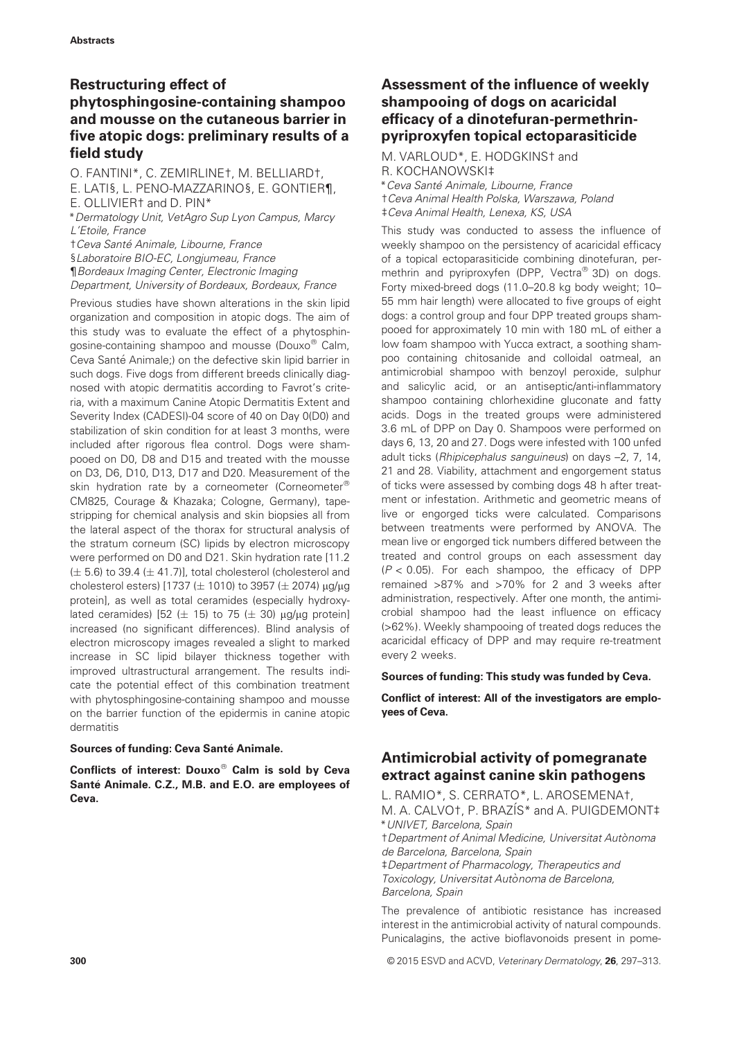**Abstracts**

## Restructuring effect of phytosphingosine-containing shampoo and mousse on the cutaneous barrier in five atopic dogs: preliminary results of a field study

O. FANTINI*, C. ZEMIRLINE†, M. BELLIARD†, E. LATI§, L. PENO-MAZZARINO§, E. GONTIER¶, E. OLLIVIER† and D. PIN*

*Dermatology Unit, VetAgro Sup Lyon Campus, Marcy L'Etoile, France
†Ceva Santé Animale, Libourne, France
§Laboratoire BIO-EC, Longjumeau, France
¶Bordeaux Imaging Center, Electronic Imaging Department, University of Bordeaux, Bordeaux, France

Previous studies have shown alterations in the skin lipid organization and composition in atopic dogs. The aim of this study was to evaluate the effect of a phytosphingosine-containing shampoo and mousse (Douxo® Calm, Ceva Santé Animale;) on the defective skin lipid barrier in such dogs. Five dogs from different breeds clinically diagnosed with atopic dermatitis according to Favrot's criteria, with a maximum Canine Atopic Dermatitis Extent and Severity Index (CADESI)-04 score of 40 on Day 0(D0) and stabilization of skin condition for at least 3 months, were included after rigorous flea control. Dogs were shampooed on D0, D8 and D15 and treated with the mousse on D3, D6, D10, D13, D17 and D20. Measurement of the skin hydration rate by a corneometer (Corneometer® CM825, Courage & Khazaka; Cologne, Germany), tape-stripping for chemical analysis and skin biopsies all from the lateral aspect of the thorax for structural analysis of the stratum corneum (SC) lipids by electron microscopy were performed on D0 and D21. Skin hydration rate [11.2 ($\pm$ 5.6) to 39.4 ($\pm$ 41.7)], total cholesterol (cholesterol and cholesterol esters) [1737 ($\pm$ 1010) to 3957 ($\pm$ 2074) μg/μg protein], as well as total ceramides (especially hydroxylated ceramides) [52 ($\pm$ 15) to 75 ($\pm$ 30) μg/μg protein] increased (no significant differences). Blind analysis of electron microscopy images revealed a slight to marked increase in SC lipid bilayer thickness together with improved ultrastructural arrangement. The results indicate the potential effect of this combination treatment with phytosphingosine-containing shampoo and mousse on the barrier function of the epidermis in canine atopic dermatitis

**Sources of funding: Ceva Santé Animale.**

**Conflicts of interest: Douxo® Calm is sold by Ceva Santé Animale. C.Z., M.B. and E.O. are employees of Ceva.**

## Assessment of the influence of weekly shampooing of dogs on acaricidal efficacy of a dinotefuran-permethrin-pyriproxyfen topical ectoparasiticide

M. VARLOUD*, E. HODGKINS† and R. KOCHANOWSKI‡

*Ceva Santé Animale, Libourne, France
†Ceva Animal Health Polska, Warszawa, Poland
‡Ceva Animal Health, Lenexa, KS, USA

This study was conducted to assess the influence of weekly shampoo on the persistency of acaricidal efficacy of a topical ectoparasiticide combining dinotefuran, permethrin and pyriproxyfen (DPP, Vectra® 3D) on dogs. Forty mixed-breed dogs (11.0–20.8 kg body weight; 10–55 mm hair length) were allocated to five groups of eight dogs: a control group and four DPP treated groups shampooed for approximately 10 min with 180 mL of either a low foam shampoo with Yucca extract, a soothing shampoo containing chitosanide and colloidal oatmeal, an antimicrobial shampoo with benzoyl peroxide, sulphur and salicylic acid, or an antiseptic/anti-inflammatory shampoo containing chlorhexidine gluconate and fatty acids. Dogs in the treated groups were administered 3.6 mL of DPP on Day 0. Shampoos were performed on days 6, 13, 20 and 27. Dogs were infested with 100 unfed adult ticks (*Rhipicephalus sanguineus*) on days –2, 7, 14, 21 and 28. Viability, attachment and engorgement status of ticks were assessed by combing dogs 48 h after treatment or infestation. Arithmetic and geometric means of live or engorged ticks were calculated. Comparisons between treatments were performed by ANOVA. The mean live or engorged tick numbers differed between the treated and control groups on each assessment day ($P < 0.05$). For each shampoo, the efficacy of DPP remained >87% and >70% for 2 and 3 weeks after administration, respectively. After one month, the antimicrobial shampoo had the least influence on efficacy (>62%). Weekly shampooing of treated dogs reduces the acaricidal efficacy of DPP and may require re-treatment every 2 weeks.

**Sources of funding: This study was funded by Ceva.**

**Conflict of interest: All of the investigators are employees of Ceva.**

## Antimicrobial activity of pomegranate extract against canine skin pathogens

L. RAMIO*, S. CERRATO*, L. AROSEMENA†, M. A. CALVO†, P. BRAZÍS* and A. PUIGDEMONT‡

*UNIVET, Barcelona, Spain
†Department of Animal Medicine, Universitat Autònoma de Barcelona, Barcelona, Spain
‡Department of Pharmacology, Therapeutics and Toxicology, Universitat Autònoma de Barcelona, Barcelona, Spain

The prevalence of antibiotic resistance has increased interest in the antimicrobial activity of natural compounds. Punicalagins, the active bioflavonoids present in pome-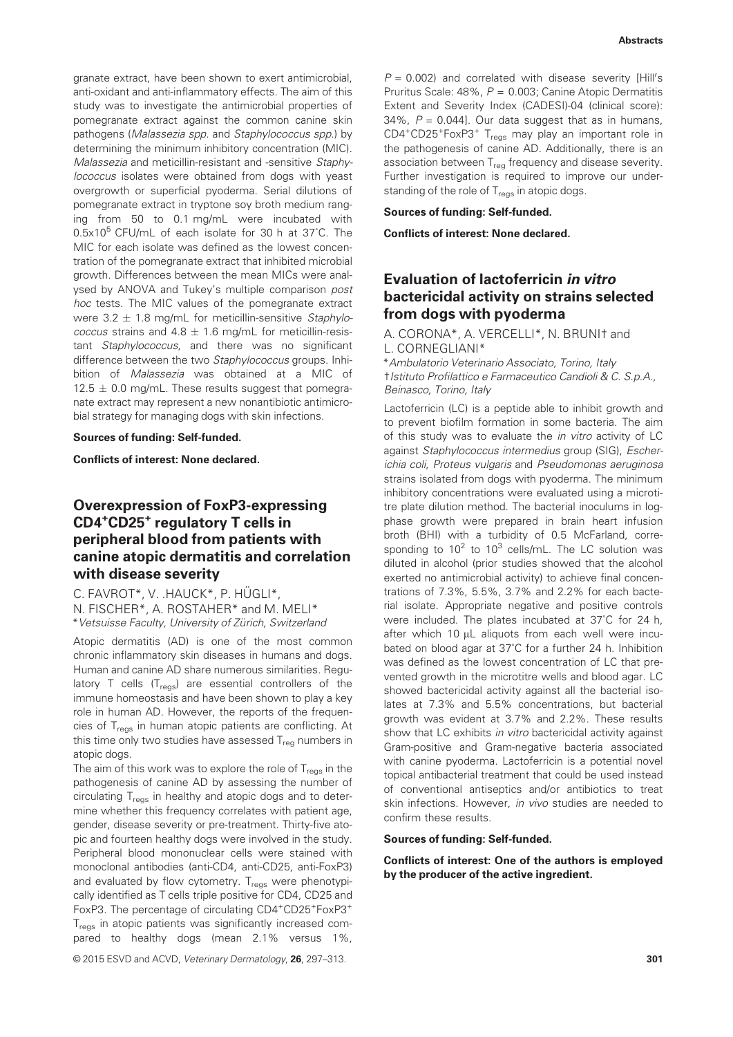granate extract, have been shown to exert antimicrobial, anti-oxidant and anti-inflammatory effects. The aim of this study was to investigate the antimicrobial properties of pomegranate extract against the common canine skin pathogens (*Malassezia spp.* and *Staphylococcus spp.*) by determining the minimum inhibitory concentration (MIC). *Malassezia* and meticillin-resistant and -sensitive *Staphylococcus* isolates were obtained from dogs with yeast overgrowth or superficial pyoderma. Serial dilutions of pomegranate extract in tryptone soy broth medium ranging from 50 to 0.1 mg/mL were incubated with $0.5\times10^5$ CFU/mL of each isolate for 30 h at 37°C. The MIC for each isolate was defined as the lowest concentration of the pomegranate extract that inhibited microbial growth. Differences between the mean MICs were analysed by ANOVA and Tukey's multiple comparison *post hoc* tests. The MIC values of the pomegranate extract were $3.2 \pm 1.8$ mg/mL for meticillin-sensitive *Staphylococcus* strains and $4.8 \pm 1.6$ mg/mL for meticillin-resistant *Staphylococcus*, and there was no significant difference between the two *Staphylococcus* groups. Inhibition of *Malassezia* was obtained at a MIC of $12.5 \pm 0.0$ mg/mL. These results suggest that pomegranate extract may represent a new nonantibiotic antimicrobial strategy for managing dogs with skin infections.

**Sources of funding: Self-funded.**

**Conflicts of interest: None declared.**

## Overexpression of FoxP3-expressing $CD4^{+}CD25^{+}$ regulatory T cells in peripheral blood from patients with canine atopic dermatitis and correlation with disease severity

C. FAVROT*, V. .HAUCK*, P. HÜGLI*, N. FISCHER*, A. ROSTAHER* and M. MELI*

*Vetsuisse Faculty, University of Zürich, Switzerland*

Atopic dermatitis (AD) is one of the most common chronic inflammatory skin diseases in humans and dogs. Human and canine AD share numerous similarities. Regulatory T cells ($T_{regs}$) are essential controllers of the immune homeostasis and have been shown to play a key role in human AD. However, the reports of the frequencies of $T_{regs}$ in human atopic patients are conflicting. At this time only two studies have assessed $T_{reg}$ numbers in atopic dogs.

The aim of this work was to explore the role of $T_{regs}$ in the pathogenesis of canine AD by assessing the number of circulating $T_{regs}$ in healthy and atopic dogs and to determine whether this frequency correlates with patient age, gender, disease severity or pre-treatment. Thirty-five atopic and fourteen healthy dogs were involved in the study. Peripheral blood mononuclear cells were stained with monoclonal antibodies (anti-CD4, anti-CD25, anti-FoxP3) and evaluated by flow cytometry. $T_{regs}$ were phenotypically identified as T cells triple positive for CD4, CD25 and FoxP3. The percentage of circulating $CD4^{+}CD25^{+}FoxP3^{+}$ $T_{regs}$ in atopic patients was significantly increased compared to healthy dogs (mean 2.1% versus 1%, $P = 0.002$) and correlated with disease severity [Hill's Pruritus Scale: 48%, $P = 0.003$; Canine Atopic Dermatitis Extent and Severity Index (CADESI)-04 (clinical score): 34%, $P = 0.044$]. Our data suggest that as in humans, $CD4^{+}CD25^{+}FoxP3^{+}$ $T_{regs}$ may play an important role in the pathogenesis of canine AD. Additionally, there is an association between $T_{reg}$ frequency and disease severity. Further investigation is required to improve our understanding of the role of $T_{regs}$ in atopic dogs.

**Sources of funding: Self-funded.**

**Conflicts of interest: None declared.**

## Evaluation of lactoferricin *in vitro* bactericidal activity on strains selected from dogs with pyoderma

A. CORONA*, A. VERCELLI*, N. BRUNI† and L. CORNEGLIANI*

*Ambulatorio Veterinario Associato, Torino, Italy*
†*Istituto Profilattico e Farmaceutico Candioli & C. S.p.A., Beinasco, Torino, Italy*

Lactoferricin (LC) is a peptide able to inhibit growth and to prevent biofilm formation in some bacteria. The aim of this study was to evaluate the *in vitro* activity of LC against *Staphylococcus intermedius* group (SIG), *Escherichia coli*, *Proteus vulgaris* and *Pseudomonas aeruginosa* strains isolated from dogs with pyoderma. The minimum inhibitory concentrations were evaluated using a microtitre plate dilution method. The bacterial inoculums in log-phase growth were prepared in brain heart infusion broth (BHI) with a turbidity of 0.5 McFarland, corresponding to $10^2$ to $10^3$ cells/mL. The LC solution was diluted in alcohol (prior studies showed that the alcohol exerted no antimicrobial activity) to achieve final concentrations of 7.3%, 5.5%, 3.7% and 2.2% for each bacterial isolate. Appropriate negative and positive controls were included. The plates incubated at 37°C for 24 h, after which 10 µL aliquots from each well were incubated on blood agar at 37°C for a further 24 h. Inhibition was defined as the lowest concentration of LC that prevented growth in the microtitre wells and blood agar. LC showed bactericidal activity against all the bacterial isolates at 7.3% and 5.5% concentrations, but bacterial growth was evident at 3.7% and 2.2%. These results show that LC exhibits *in vitro* bactericidal activity against Gram-positive and Gram-negative bacteria associated with canine pyoderma. Lactoferricin is a potential novel topical antibacterial treatment that could be used instead of conventional antiseptics and/or antibiotics to treat skin infections. However, *in vivo* studies are needed to confirm these results.

**Sources of funding: Self-funded.**

**Conflicts of interest: One of the authors is employed by the producer of the active ingredient.**